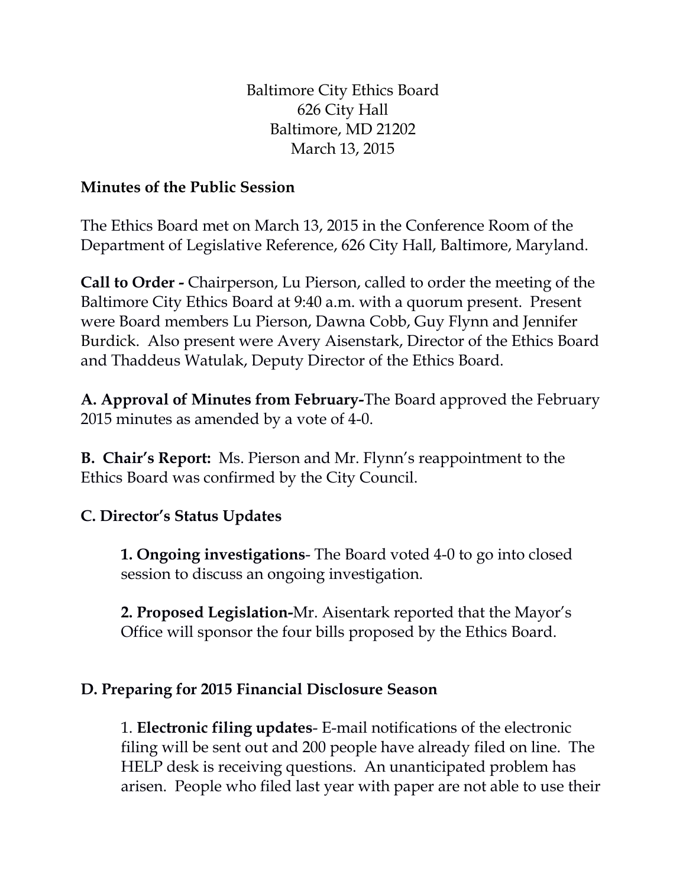Baltimore City Ethics Board
626 City Hall
Baltimore, MD 21202
March 13, 2015

**Minutes of the Public Session**

The Ethics Board met on March 13, 2015 in the Conference Room of the Department of Legislative Reference, 626 City Hall, Baltimore, Maryland.

**Call to Order -** Chairperson, Lu Pierson, called to order the meeting of the Baltimore City Ethics Board at 9:40 a.m. with a quorum present. Present were Board members Lu Pierson, Dawna Cobb, Guy Flynn and Jennifer Burdick. Also present were Avery Aisenstark, Director of the Ethics Board and Thaddeus Watulak, Deputy Director of the Ethics Board.

**A. Approval of Minutes from February-**The Board approved the February 2015 minutes as amended by a vote of 4-0.

**B. Chair's Report:** Ms. Pierson and Mr. Flynn's reappointment to the Ethics Board was confirmed by the City Council.

**C. Director's Status Updates**

**1. Ongoing investigations**- The Board voted 4-0 to go into closed session to discuss an ongoing investigation.

**2. Proposed Legislation-**Mr. Aisentark reported that the Mayor's Office will sponsor the four bills proposed by the Ethics Board.

**D. Preparing for 2015 Financial Disclosure Season**

1. **Electronic filing updates**- E-mail notifications of the electronic filing will be sent out and 200 people have already filed on line. The HELP desk is receiving questions. An unanticipated problem has arisen. People who filed last year with paper are not able to use their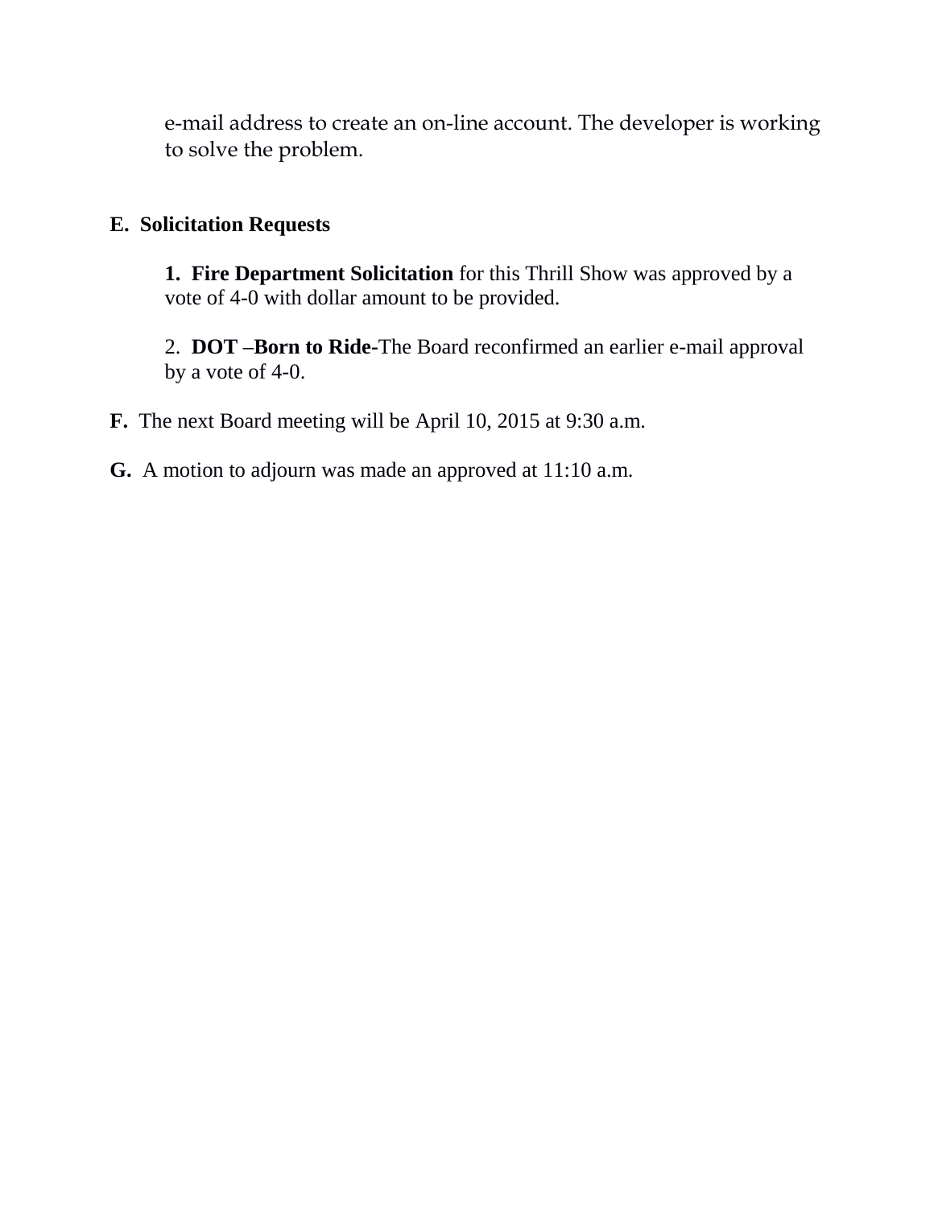e-mail address to create an on-line account. The developer is working to solve the problem.

**E. Solicitation Requests**

**1. Fire Department Solicitation** for this Thrill Show was approved by a vote of 4-0 with dollar amount to be provided.

2. **DOT –Born to Ride**-The Board reconfirmed an earlier e-mail approval by a vote of 4-0.

**F.** The next Board meeting will be April 10, 2015 at 9:30 a.m.

**G.** A motion to adjourn was made an approved at 11:10 a.m.